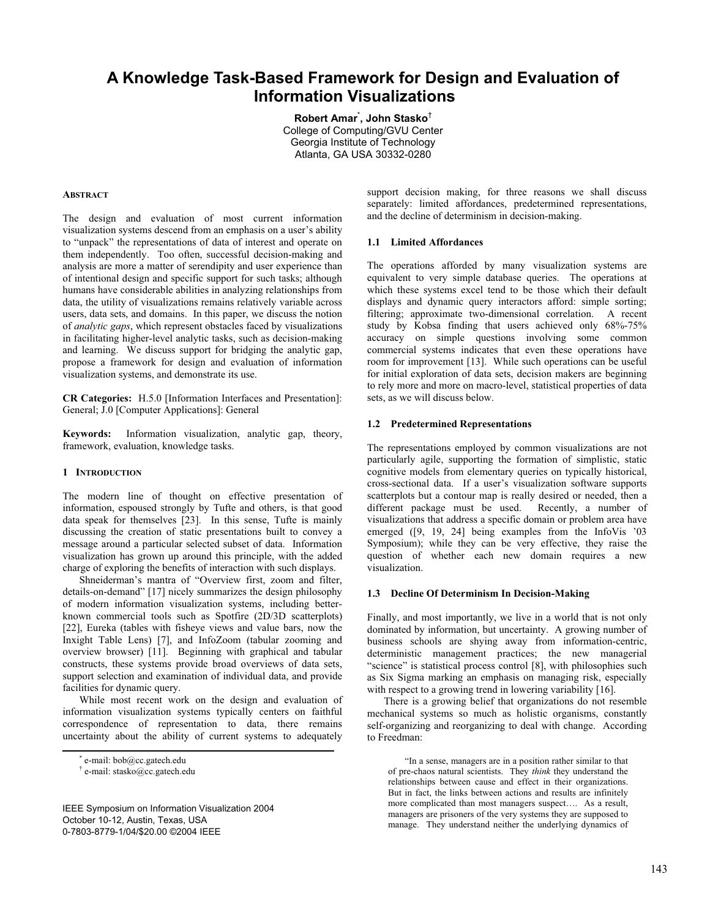# A Knowledge Task-Based Framework for Design and Evaluation of Information Visualizations

**Robert Amar**[*], **John Stasko**[†]
College of Computing/GVU Center
Georgia Institute of Technology
Atlanta, GA USA 30332-0280

### ABSTRACT

The design and evaluation of most current information visualization systems descend from an emphasis on a user's ability to "unpack" the representations of data of interest and operate on them independently. Too often, successful decision-making and analysis are more a matter of serendipity and user experience than of intentional design and specific support for such tasks; although humans have considerable abilities in analyzing relationships from data, the utility of visualizations remains relatively variable across users, data sets, and domains. In this paper, we discuss the notion of *analytic gaps*, which represent obstacles faced by visualizations in facilitating higher-level analytic tasks, such as decision-making and learning. We discuss support for bridging the analytic gap, propose a framework for design and evaluation of information visualization systems, and demonstrate its use.

**CR Categories:** H.5.0 [Information Interfaces and Presentation]: General; J.0 [Computer Applications]: General

**Keywords:** Information visualization, analytic gap, theory, framework, evaluation, knowledge tasks.

## 1 INTRODUCTION

The modern line of thought on effective presentation of information, espoused strongly by Tufte and others, is that good data speak for themselves [23]. In this sense, Tufte is mainly discussing the creation of static presentations built to convey a message around a particular selected subset of data. Information visualization has grown up around this principle, with the added charge of exploring the benefits of interaction with such displays.

Shneiderman's mantra of "Overview first, zoom and filter, details-on-demand" [17] nicely summarizes the design philosophy of modern information visualization systems, including better-known commercial tools such as Spotfire (2D/3D scatterplots) [22], Eureka (tables with fisheye views and value bars, now the Inxight Table Lens) [7], and InfoZoom (tabular zooming and overview browser) [11]. Beginning with graphical and tabular constructs, these systems provide broad overviews of data sets, support selection and examination of individual data, and provide facilities for dynamic query.

While most recent work on the design and evaluation of information visualization systems typically centers on faithful correspondence of representation to data, there remains uncertainty about the ability of current systems to adequately support decision making, for three reasons we shall discuss separately: limited affordances, predetermined representations, and the decline of determinism in decision-making.

### 1.1 Limited Affordances

The operations afforded by many visualization systems are equivalent to very simple database queries. The operations at which these systems excel tend to be those which their default displays and dynamic query interactors afford: simple sorting; filtering; approximate two-dimensional correlation. A recent study by Kobsa finding that users achieved only 68%-75% accuracy on simple questions involving some common commercial systems indicates that even these operations have room for improvement [13]. While such operations can be useful for initial exploration of data sets, decision makers are beginning to rely more and more on macro-level, statistical properties of data sets, as we will discuss below.

### 1.2 Predetermined Representations

The representations employed by common visualizations are not particularly agile, supporting the formation of simplistic, static cognitive models from elementary queries on typically historical, cross-sectional data. If a user's visualization software supports scatterplots but a contour map is really desired or needed, then a different package must be used. Recently, a number of visualizations that address a specific domain or problem area have emerged ([9, 19, 24] being examples from the InfoVis '03 Symposium); while they can be very effective, they raise the question of whether each new domain requires a new visualization.

### 1.3 Decline Of Determinism In Decision-Making

Finally, and most importantly, we live in a world that is not only dominated by information, but uncertainty. A growing number of business schools are shying away from information-centric, deterministic management practices; the new managerial "science" is statistical process control [8], with philosophies such as Six Sigma marking an emphasis on managing risk, especially with respect to a growing trend in lowering variability [16].

There is a growing belief that organizations do not resemble mechanical systems so much as holistic organisms, constantly self-organizing and reorganizing to deal with change. According to Freedman:

> "In a sense, managers are in a position rather similar to that of pre-chaos natural scientists. They *think* they understand the relationships between cause and effect in their organizations. But in fact, the links between actions and results are infinitely more complicated than most managers suspect…. As a result, managers are prisoners of the very systems they are supposed to manage. They understand neither the underlying dynamics of

[*] e-mail: bob@cc.gatech.edu
[†] e-mail: stasko@cc.gatech.edu

IEEE Symposium on Information Visualization 2004
October 10-12, Austin, Texas, USA
0-7803-8779-1/04/$20.00 ©2004 IEEE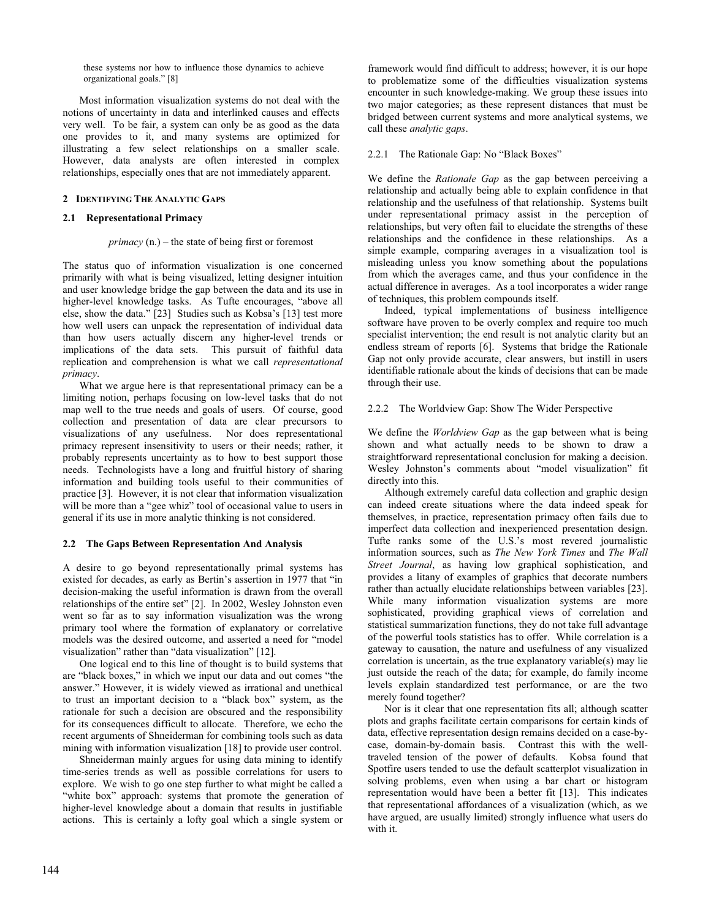these systems nor how to influence those dynamics to achieve organizational goals." [8]

Most information visualization systems do not deal with the notions of uncertainty in data and interlinked causes and effects very well. To be fair, a system can only be as good as the data one provides to it, and many systems are optimized for illustrating a few select relationships on a smaller scale. However, data analysts are often interested in complex relationships, especially ones that are not immediately apparent.

## 2 Identifying The Analytic Gaps

### 2.1 Representational Primacy

*primacy* (n.) – the state of being first or foremost

The status quo of information visualization is one concerned primarily with what is being visualized, letting designer intuition and user knowledge bridge the gap between the data and its use in higher-level knowledge tasks. As Tufte encourages, "above all else, show the data." [23] Studies such as Kobsa's [13] test more how well users can unpack the representation of individual data than how users actually discern any higher-level trends or implications of the data sets. This pursuit of faithful data replication and comprehension is what we call *representational primacy*.

What we argue here is that representational primacy can be a limiting notion, perhaps focusing on low-level tasks that do not map well to the true needs and goals of users. Of course, good collection and presentation of data are clear precursors to visualizations of any usefulness. Nor does representational primacy represent insensitivity to users or their needs; rather, it probably represents uncertainty as to how to best support those needs. Technologists have a long and fruitful history of sharing information and building tools useful to their communities of practice [3]. However, it is not clear that information visualization will be more than a "gee whiz" tool of occasional value to users in general if its use in more analytic thinking is not considered.

### 2.2 The Gaps Between Representation And Analysis

A desire to go beyond representationally primal systems has existed for decades, as early as Bertin's assertion in 1977 that "in decision-making the useful information is drawn from the overall relationships of the entire set" [2]. In 2002, Wesley Johnston even went so far as to say information visualization was the wrong primary tool where the formation of explanatory or correlative models was the desired outcome, and asserted a need for "model visualization" rather than "data visualization" [12].

One logical end to this line of thought is to build systems that are "black boxes," in which we input our data and out comes "the answer." However, it is widely viewed as irrational and unethical to trust an important decision to a "black box" system, as the rationale for such a decision are obscured and the responsibility for its consequences difficult to allocate. Therefore, we echo the recent arguments of Shneiderman for combining tools such as data mining with information visualization [18] to provide user control.

Shneiderman mainly argues for using data mining to identify time-series trends as well as possible correlations for users to explore. We wish to go one step further to what might be called a "white box" approach: systems that promote the generation of higher-level knowledge about a domain that results in justifiable actions. This is certainly a lofty goal which a single system or framework would find difficult to address; however, it is our hope to problematize some of the difficulties visualization systems encounter in such knowledge-making. We group these issues into two major categories; as these represent distances that must be bridged between current systems and more analytical systems, we call these *analytic gaps*.

#### 2.2.1 The Rationale Gap: No "Black Boxes"

We define the *Rationale Gap* as the gap between perceiving a relationship and actually being able to explain confidence in that relationship and the usefulness of that relationship. Systems built under representational primacy assist in the perception of relationships, but very often fail to elucidate the strengths of these relationships and the confidence in these relationships. As a simple example, comparing averages in a visualization tool is misleading unless you know something about the populations from which the averages came, and thus your confidence in the actual difference in averages. As a tool incorporates a wider range of techniques, this problem compounds itself.

Indeed, typical implementations of business intelligence software have proven to be overly complex and require too much specialist intervention; the end result is not analytic clarity but an endless stream of reports [6]. Systems that bridge the Rationale Gap not only provide accurate, clear answers, but instill in users identifiable rationale about the kinds of decisions that can be made through their use.

#### 2.2.2 The Worldview Gap: Show The Wider Perspective

We define the *Worldview Gap* as the gap between what is being shown and what actually needs to be shown to draw a straightforward representational conclusion for making a decision. Wesley Johnston's comments about "model visualization" fit directly into this.

Although extremely careful data collection and graphic design can indeed create situations where the data indeed speak for themselves, in practice, representation primacy often fails due to imperfect data collection and inexperienced presentation design. Tufte ranks some of the U.S.'s most revered journalistic information sources, such as *The New York Times* and *The Wall Street Journal*, as having low graphical sophistication, and provides a litany of examples of graphics that decorate numbers rather than actually elucidate relationships between variables [23]. While many information visualization systems are more sophisticated, providing graphical views of correlation and statistical summarization functions, they do not take full advantage of the powerful tools statistics has to offer. While correlation is a gateway to causation, the nature and usefulness of any visualized correlation is uncertain, as the true explanatory variable(s) may lie just outside the reach of the data; for example, do family income levels explain standardized test performance, or are the two merely found together?

Nor is it clear that one representation fits all; although scatter plots and graphs facilitate certain comparisons for certain kinds of data, effective representation design remains decided on a case-by-case, domain-by-domain basis. Contrast this with the well-traveled tension of the power of defaults. Kobsa found that Spotfire users tended to use the default scatterplot visualization in solving problems, even when using a bar chart or histogram representation would have been a better fit [13]. This indicates that representational affordances of a visualization (which, as we have argued, are usually limited) strongly influence what users do with it.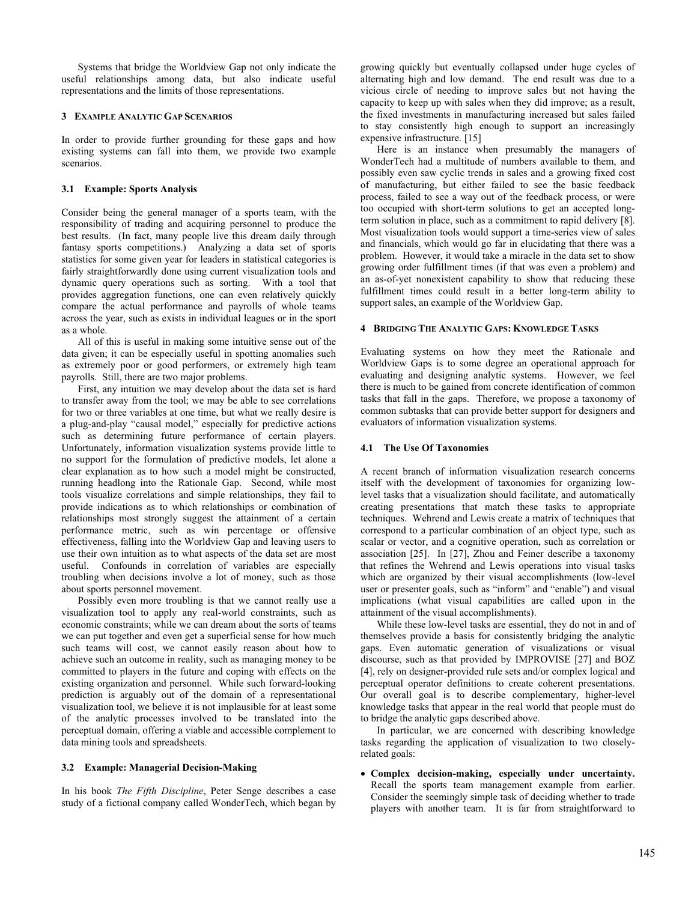Systems that bridge the Worldview Gap not only indicate the useful relationships among data, but also indicate useful representations and the limits of those representations.

## 3 Example Analytic Gap Scenarios

In order to provide further grounding for these gaps and how existing systems can fall into them, we provide two example scenarios.

### 3.1 Example: Sports Analysis

Consider being the general manager of a sports team, with the responsibility of trading and acquiring personnel to produce the best results. (In fact, many people live this dream daily through fantasy sports competitions.) Analyzing a data set of sports statistics for some given year for leaders in statistical categories is fairly straightforwardly done using current visualization tools and dynamic query operations such as sorting. With a tool that provides aggregation functions, one can even relatively quickly compare the actual performance and payrolls of whole teams across the year, such as exists in individual leagues or in the sport as a whole.

All of this is useful in making some intuitive sense out of the data given; it can be especially useful in spotting anomalies such as extremely poor or good performers, or extremely high team payrolls. Still, there are two major problems.

First, any intuition we may develop about the data set is hard to transfer away from the tool; we may be able to see correlations for two or three variables at one time, but what we really desire is a plug-and-play "causal model," especially for predictive actions such as determining future performance of certain players. Unfortunately, information visualization systems provide little to no support for the formulation of predictive models, let alone a clear explanation as to how such a model might be constructed, running headlong into the Rationale Gap. Second, while most tools visualize correlations and simple relationships, they fail to provide indications as to which relationships or combination of relationships most strongly suggest the attainment of a certain performance metric, such as win percentage or offensive effectiveness, falling into the Worldview Gap and leaving users to use their own intuition as to what aspects of the data set are most useful. Confounds in correlation of variables are especially troubling when decisions involve a lot of money, such as those about sports personnel movement.

Possibly even more troubling is that we cannot really use a visualization tool to apply any real-world constraints, such as economic constraints; while we can dream about the sorts of teams we can put together and even get a superficial sense for how much such teams will cost, we cannot easily reason about how to achieve such an outcome in reality, such as managing money to be committed to players in the future and coping with effects on the existing organization and personnel. While such forward-looking prediction is arguably out of the domain of a representational visualization tool, we believe it is not implausible for at least some of the analytic processes involved to be translated into the perceptual domain, offering a viable and accessible complement to data mining tools and spreadsheets.

### 3.2 Example: Managerial Decision-Making

In his book *The Fifth Discipline*, Peter Senge describes a case study of a fictional company called WonderTech, which began by growing quickly but eventually collapsed under huge cycles of alternating high and low demand. The end result was due to a vicious circle of needing to improve sales but not having the capacity to keep up with sales when they did improve; as a result, the fixed investments in manufacturing increased but sales failed to stay consistently high enough to support an increasingly expensive infrastructure. [15]

Here is an instance when presumably the managers of WonderTech had a multitude of numbers available to them, and possibly even saw cyclic trends in sales and a growing fixed cost of manufacturing, but either failed to see the basic feedback process, failed to see a way out of the feedback process, or were too occupied with short-term solutions to get an accepted long-term solution in place, such as a commitment to rapid delivery [8]. Most visualization tools would support a time-series view of sales and financials, which would go far in elucidating that there was a problem. However, it would take a miracle in the data set to show growing order fulfillment times (if that was even a problem) and an as-of-yet nonexistent capability to show that reducing these fulfillment times could result in a better long-term ability to support sales, an example of the Worldview Gap.

## 4 Bridging The Analytic Gaps: Knowledge Tasks

Evaluating systems on how they meet the Rationale and Worldview Gaps is to some degree an operational approach for evaluating and designing analytic systems. However, we feel there is much to be gained from concrete identification of common tasks that fall in the gaps. Therefore, we propose a taxonomy of common subtasks that can provide better support for designers and evaluators of information visualization systems.

### 4.1 The Use Of Taxonomies

A recent branch of information visualization research concerns itself with the development of taxonomies for organizing low-level tasks that a visualization should facilitate, and automatically creating presentations that match these tasks to appropriate techniques. Wehrend and Lewis create a matrix of techniques that correspond to a particular combination of an object type, such as scalar or vector, and a cognitive operation, such as correlation or association [25]. In [27], Zhou and Feiner describe a taxonomy that refines the Wehrend and Lewis operations into visual tasks which are organized by their visual accomplishments (low-level user or presenter goals, such as "inform" and "enable") and visual implications (what visual capabilities are called upon in the attainment of the visual accomplishments).

While these low-level tasks are essential, they do not in and of themselves provide a basis for consistently bridging the analytic gaps. Even automatic generation of visualizations or visual discourse, such as that provided by IMPROVISE [27] and BOZ [4], rely on designer-provided rule sets and/or complex logical and perceptual operator definitions to create coherent presentations. Our overall goal is to describe complementary, higher-level knowledge tasks that appear in the real world that people must do to bridge the analytic gaps described above.

In particular, we are concerned with describing knowledge tasks regarding the application of visualization to two closely-related goals:

- **Complex decision-making, especially under uncertainty.** Recall the sports team management example from earlier. Consider the seemingly simple task of deciding whether to trade players with another team. It is far from straightforward to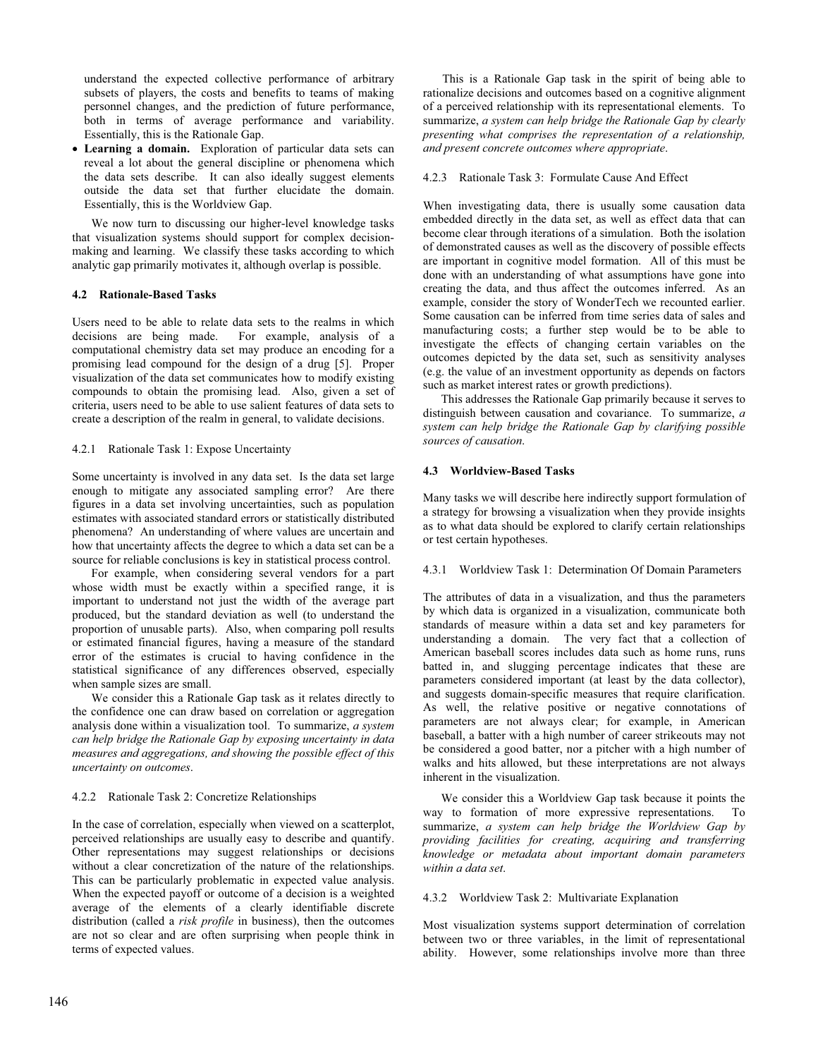understand the expected collective performance of arbitrary subsets of players, the costs and benefits to teams of making personnel changes, and the prediction of future performance, both in terms of average performance and variability. Essentially, this is the Rationale Gap.

- **Learning a domain.** Exploration of particular data sets can reveal a lot about the general discipline or phenomena which the data sets describe. It can also ideally suggest elements outside the data set that further elucidate the domain. Essentially, this is the Worldview Gap.

We now turn to discussing our higher-level knowledge tasks that visualization systems should support for complex decision-making and learning. We classify these tasks according to which analytic gap primarily motivates it, although overlap is possible.

### 4.2 Rationale-Based Tasks

Users need to be able to relate data sets to the realms in which decisions are being made. For example, analysis of a computational chemistry data set may produce an encoding for a promising lead compound for the design of a drug [5]. Proper visualization of the data set communicates how to modify existing compounds to obtain the promising lead. Also, given a set of criteria, users need to be able to use salient features of data sets to create a description of the realm in general, to validate decisions.

#### 4.2.1 Rationale Task 1: Expose Uncertainty

Some uncertainty is involved in any data set. Is the data set large enough to mitigate any associated sampling error? Are there figures in a data set involving uncertainties, such as population estimates with associated standard errors or statistically distributed phenomena? An understanding of where values are uncertain and how that uncertainty affects the degree to which a data set can be a source for reliable conclusions is key in statistical process control.

For example, when considering several vendors for a part whose width must be exactly within a specified range, it is important to understand not just the width of the average part produced, but the standard deviation as well (to understand the proportion of unusable parts). Also, when comparing poll results or estimated financial figures, having a measure of the standard error of the estimates is crucial to having confidence in the statistical significance of any differences observed, especially when sample sizes are small.

We consider this a Rationale Gap task as it relates directly to the confidence one can draw based on correlation or aggregation analysis done within a visualization tool. To summarize, *a system can help bridge the Rationale Gap by exposing uncertainty in data measures and aggregations, and showing the possible effect of this uncertainty on outcomes*.

#### 4.2.2 Rationale Task 2: Concretize Relationships

In the case of correlation, especially when viewed on a scatterplot, perceived relationships are usually easy to describe and quantify. Other representations may suggest relationships or decisions without a clear concretization of the nature of the relationships. This can be particularly problematic in expected value analysis. When the expected payoff or outcome of a decision is a weighted average of the elements of a clearly identifiable discrete distribution (called a *risk profile* in business), then the outcomes are not so clear and are often surprising when people think in terms of expected values.

This is a Rationale Gap task in the spirit of being able to rationalize decisions and outcomes based on a cognitive alignment of a perceived relationship with its representational elements. To summarize, *a system can help bridge the Rationale Gap by clearly presenting what comprises the representation of a relationship, and present concrete outcomes where appropriate*.

#### 4.2.3 Rationale Task 3: Formulate Cause And Effect

When investigating data, there is usually some causation data embedded directly in the data set, as well as effect data that can become clear through iterations of a simulation. Both the isolation of demonstrated causes as well as the discovery of possible effects are important in cognitive model formation. All of this must be done with an understanding of what assumptions have gone into creating the data, and thus affect the outcomes inferred. As an example, consider the story of WonderTech we recounted earlier. Some causation can be inferred from time series data of sales and manufacturing costs; a further step would be to be able to investigate the effects of changing certain variables on the outcomes depicted by the data set, such as sensitivity analyses (e.g. the value of an investment opportunity as depends on factors such as market interest rates or growth predictions).

This addresses the Rationale Gap primarily because it serves to distinguish between causation and covariance. To summarize, *a system can help bridge the Rationale Gap by clarifying possible sources of causation*.

### 4.3 Worldview-Based Tasks

Many tasks we will describe here indirectly support formulation of a strategy for browsing a visualization when they provide insights as to what data should be explored to clarify certain relationships or test certain hypotheses.

#### 4.3.1 Worldview Task 1: Determination Of Domain Parameters

The attributes of data in a visualization, and thus the parameters by which data is organized in a visualization, communicate both standards of measure within a data set and key parameters for understanding a domain. The very fact that a collection of American baseball scores includes data such as home runs, runs batted in, and slugging percentage indicates that these are parameters considered important (at least by the data collector), and suggests domain-specific measures that require clarification. As well, the relative positive or negative connotations of parameters are not always clear; for example, in American baseball, a batter with a high number of career strikeouts may not be considered a good batter, nor a pitcher with a high number of walks and hits allowed, but these interpretations are not always inherent in the visualization.

We consider this a Worldview Gap task because it points the way to formation of more expressive representations. To summarize, *a system can help bridge the Worldview Gap by providing facilities for creating, acquiring and transferring knowledge or metadata about important domain parameters within a data set*.

#### 4.3.2 Worldview Task 2: Multivariate Explanation

Most visualization systems support determination of correlation between two or three variables, in the limit of representational ability. However, some relationships involve more than three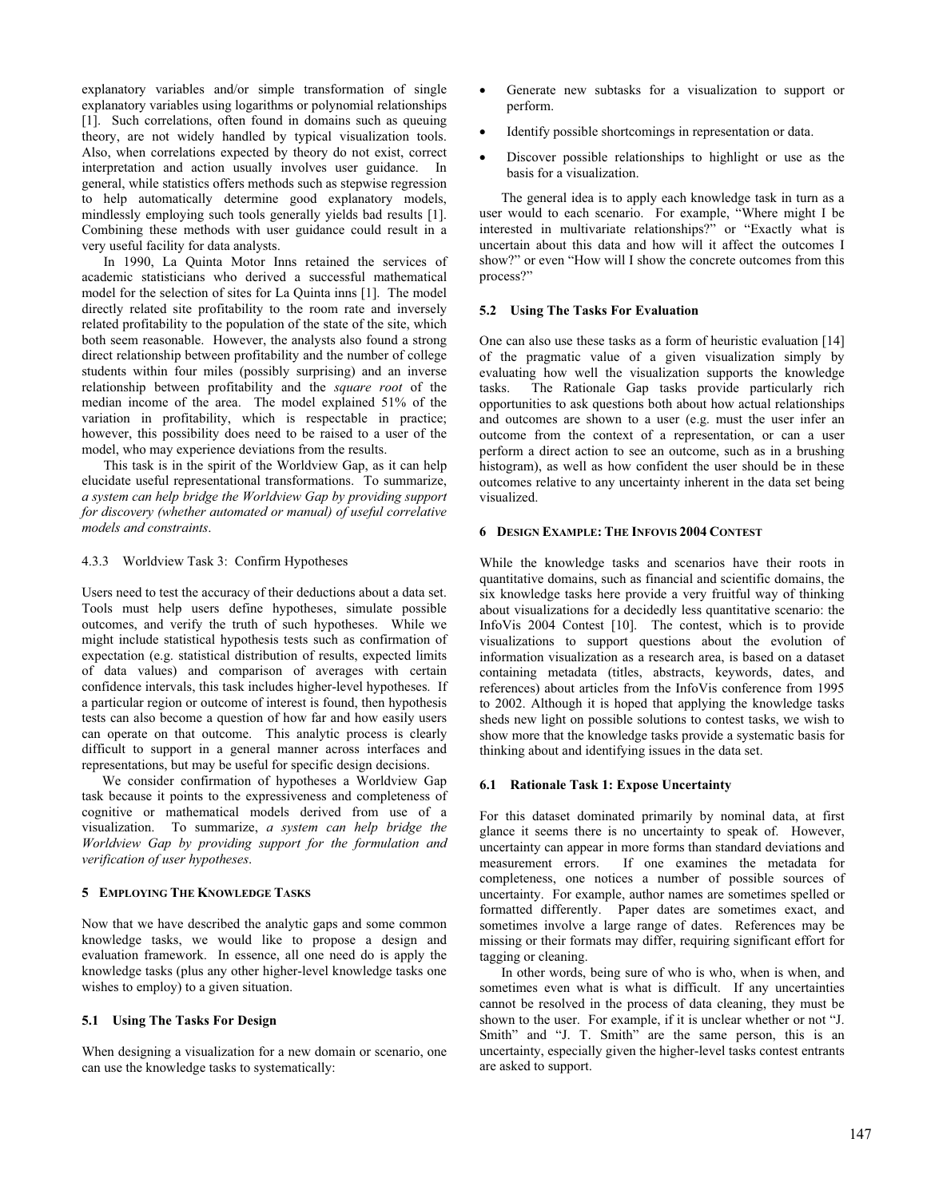explanatory variables and/or simple transformation of single explanatory variables using logarithms or polynomial relationships [1]. Such correlations, often found in domains such as queuing theory, are not widely handled by typical visualization tools. Also, when correlations expected by theory do not exist, correct interpretation and action usually involves user guidance. In general, while statistics offers methods such as stepwise regression to help automatically determine good explanatory models, mindlessly employing such tools generally yields bad results [1]. Combining these methods with user guidance could result in a very useful facility for data analysts.

In 1990, La Quinta Motor Inns retained the services of academic statisticians who derived a successful mathematical model for the selection of sites for La Quinta inns [1]. The model directly related site profitability to the room rate and inversely related profitability to the population of the state of the site, which both seem reasonable. However, the analysts also found a strong direct relationship between profitability and the number of college students within four miles (possibly surprising) and an inverse relationship between profitability and the *square root* of the median income of the area. The model explained 51% of the variation in profitability, which is respectable in practice; however, this possibility does need to be raised to a user of the model, who may experience deviations from the results.

This task is in the spirit of the Worldview Gap, as it can help elucidate useful representational transformations. To summarize, *a system can help bridge the Worldview Gap by providing support for discovery (whether automated or manual) of useful correlative models and constraints*.

#### 4.3.3 Worldview Task 3: Confirm Hypotheses

Users need to test the accuracy of their deductions about a data set. Tools must help users define hypotheses, simulate possible outcomes, and verify the truth of such hypotheses. While we might include statistical hypothesis tests such as confirmation of expectation (e.g. statistical distribution of results, expected limits of data values) and comparison of averages with certain confidence intervals, this task includes higher-level hypotheses. If a particular region or outcome of interest is found, then hypothesis tests can also become a question of how far and how easily users can operate on that outcome. This analytic process is clearly difficult to support in a general manner across interfaces and representations, but may be useful for specific design decisions.

We consider confirmation of hypotheses a Worldview Gap task because it points to the expressiveness and completeness of cognitive or mathematical models derived from use of a visualization. To summarize, *a system can help bridge the Worldview Gap by providing support for the formulation and verification of user hypotheses*.

## 5 Employing The Knowledge Tasks

Now that we have described the analytic gaps and some common knowledge tasks, we would like to propose a design and evaluation framework. In essence, all one need do is apply the knowledge tasks (plus any other higher-level knowledge tasks one wishes to employ) to a given situation.

### 5.1 Using The Tasks For Design

When designing a visualization for a new domain or scenario, one can use the knowledge tasks to systematically:

- Generate new subtasks for a visualization to support or perform.
- Identify possible shortcomings in representation or data.
- Discover possible relationships to highlight or use as the basis for a visualization.

The general idea is to apply each knowledge task in turn as a user would to each scenario. For example, "Where might I be interested in multivariate relationships?" or "Exactly what is uncertain about this data and how will it affect the outcomes I show?" or even "How will I show the concrete outcomes from this process?"

### 5.2 Using The Tasks For Evaluation

One can also use these tasks as a form of heuristic evaluation [14] of the pragmatic value of a given visualization simply by evaluating how well the visualization supports the knowledge tasks. The Rationale Gap tasks provide particularly rich opportunities to ask questions both about how actual relationships and outcomes are shown to a user (e.g. must the user infer an outcome from the context of a representation, or can a user perform a direct action to see an outcome, such as in a brushing histogram), as well as how confident the user should be in these outcomes relative to any uncertainty inherent in the data set being visualized.

## 6 Design Example: The Infovis 2004 Contest

While the knowledge tasks and scenarios have their roots in quantitative domains, such as financial and scientific domains, the six knowledge tasks here provide a very fruitful way of thinking about visualizations for a decidedly less quantitative scenario: the InfoVis 2004 Contest [10]. The contest, which is to provide visualizations to support questions about the evolution of information visualization as a research area, is based on a dataset containing metadata (titles, abstracts, keywords, dates, and references) about articles from the InfoVis conference from 1995 to 2002. Although it is hoped that applying the knowledge tasks sheds new light on possible solutions to contest tasks, we wish to show more that the knowledge tasks provide a systematic basis for thinking about and identifying issues in the data set.

### 6.1 Rationale Task 1: Expose Uncertainty

For this dataset dominated primarily by nominal data, at first glance it seems there is no uncertainty to speak of. However, uncertainty can appear in more forms than standard deviations and measurement errors. If one examines the metadata for completeness, one notices a number of possible sources of uncertainty. For example, author names are sometimes spelled or formatted differently. Paper dates are sometimes exact, and sometimes involve a large range of dates. References may be missing or their formats may differ, requiring significant effort for tagging or cleaning.

In other words, being sure of who is who, when is when, and sometimes even what is what is difficult. If any uncertainties cannot be resolved in the process of data cleaning, they must be shown to the user. For example, if it is unclear whether or not "J. Smith" and "J. T. Smith" are the same person, this is an uncertainty, especially given the higher-level tasks contest entrants are asked to support.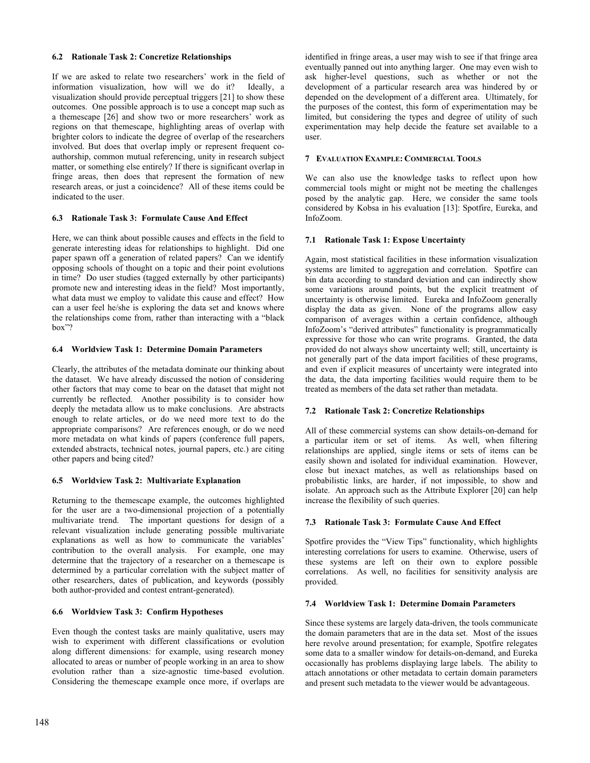### 6.2 Rationale Task 2: Concretize Relationships

If we are asked to relate two researchers' work in the field of information visualization, how will we do it? Ideally, a visualization should provide perceptual triggers [21] to show these outcomes. One possible approach is to use a concept map such as a themescape [26] and show two or more researchers' work as regions on that themescape, highlighting areas of overlap with brighter colors to indicate the degree of overlap of the researchers involved. But does that overlap imply or represent frequent co-authorship, common mutual referencing, unity in research subject matter, or something else entirely? If there is significant overlap in fringe areas, then does that represent the formation of new research areas, or just a coincidence? All of these items could be indicated to the user.

### 6.3 Rationale Task 3: Formulate Cause And Effect

Here, we can think about possible causes and effects in the field to generate interesting ideas for relationships to highlight. Did one paper spawn off a generation of related papers? Can we identify opposing schools of thought on a topic and their point evolutions in time? Do user studies (tagged externally by other participants) promote new and interesting ideas in the field? Most importantly, what data must we employ to validate this cause and effect? How can a user feel he/she is exploring the data set and knows where the relationships come from, rather than interacting with a "black box"?

### 6.4 Worldview Task 1: Determine Domain Parameters

Clearly, the attributes of the metadata dominate our thinking about the dataset. We have already discussed the notion of considering other factors that may come to bear on the dataset that might not currently be reflected. Another possibility is to consider how deeply the metadata allow us to make conclusions. Are abstracts enough to relate articles, or do we need more text to do the appropriate comparisons? Are references enough, or do we need more metadata on what kinds of papers (conference full papers, extended abstracts, technical notes, journal papers, etc.) are citing other papers and being cited?

### 6.5 Worldview Task 2: Multivariate Explanation

Returning to the themescape example, the outcomes highlighted for the user are a two-dimensional projection of a potentially multivariate trend. The important questions for design of a relevant visualization include generating possible multivariate explanations as well as how to communicate the variables' contribution to the overall analysis. For example, one may determine that the trajectory of a researcher on a themescape is determined by a particular correlation with the subject matter of other researchers, dates of publication, and keywords (possibly both author-provided and contest entrant-generated).

### 6.6 Worldview Task 3: Confirm Hypotheses

Even though the contest tasks are mainly qualitative, users may wish to experiment with different classifications or evolution along different dimensions: for example, using research money allocated to areas or number of people working in an area to show evolution rather than a size-agnostic time-based evolution. Considering the themescape example once more, if overlaps are identified in fringe areas, a user may wish to see if that fringe area eventually panned out into anything larger. One may even wish to ask higher-level questions, such as whether or not the development of a particular research area was hindered by or depended on the development of a different area. Ultimately, for the purposes of the contest, this form of experimentation may be limited, but considering the types and degree of utility of such experimentation may help decide the feature set available to a user.

## 7 Evaluation Example: Commercial Tools

We can also use the knowledge tasks to reflect upon how commercial tools might or might not be meeting the challenges posed by the analytic gap. Here, we consider the same tools considered by Kobsa in his evaluation [13]: Spotfire, Eureka, and InfoZoom.

### 7.1 Rationale Task 1: Expose Uncertainty

Again, most statistical facilities in these information visualization systems are limited to aggregation and correlation. Spotfire can bin data according to standard deviation and can indirectly show some variations around points, but the explicit treatment of uncertainty is otherwise limited. Eureka and InfoZoom generally display the data as given. None of the programs allow easy comparison of averages within a certain confidence, although InfoZoom's "derived attributes" functionality is programmatically expressive for those who can write programs. Granted, the data provided do not always show uncertainty well; still, uncertainty is not generally part of the data import facilities of these programs, and even if explicit measures of uncertainty were integrated into the data, the data importing facilities would require them to be treated as members of the data set rather than metadata.

### 7.2 Rationale Task 2: Concretize Relationships

All of these commercial systems can show details-on-demand for a particular item or set of items. As well, when filtering relationships are applied, single items or sets of items can be easily shown and isolated for individual examination. However, close but inexact matches, as well as relationships based on probabilistic links, are harder, if not impossible, to show and isolate. An approach such as the Attribute Explorer [20] can help increase the flexibility of such queries.

### 7.3 Rationale Task 3: Formulate Cause And Effect

Spotfire provides the "View Tips" functionality, which highlights interesting correlations for users to examine. Otherwise, users of these systems are left on their own to explore possible correlations. As well, no facilities for sensitivity analysis are provided.

### 7.4 Worldview Task 1: Determine Domain Parameters

Since these systems are largely data-driven, the tools communicate the domain parameters that are in the data set. Most of the issues here revolve around presentation; for example, Spotfire relegates some data to a smaller window for details-on-demand, and Eureka occasionally has problems displaying large labels. The ability to attach annotations or other metadata to certain domain parameters and present such metadata to the viewer would be advantageous.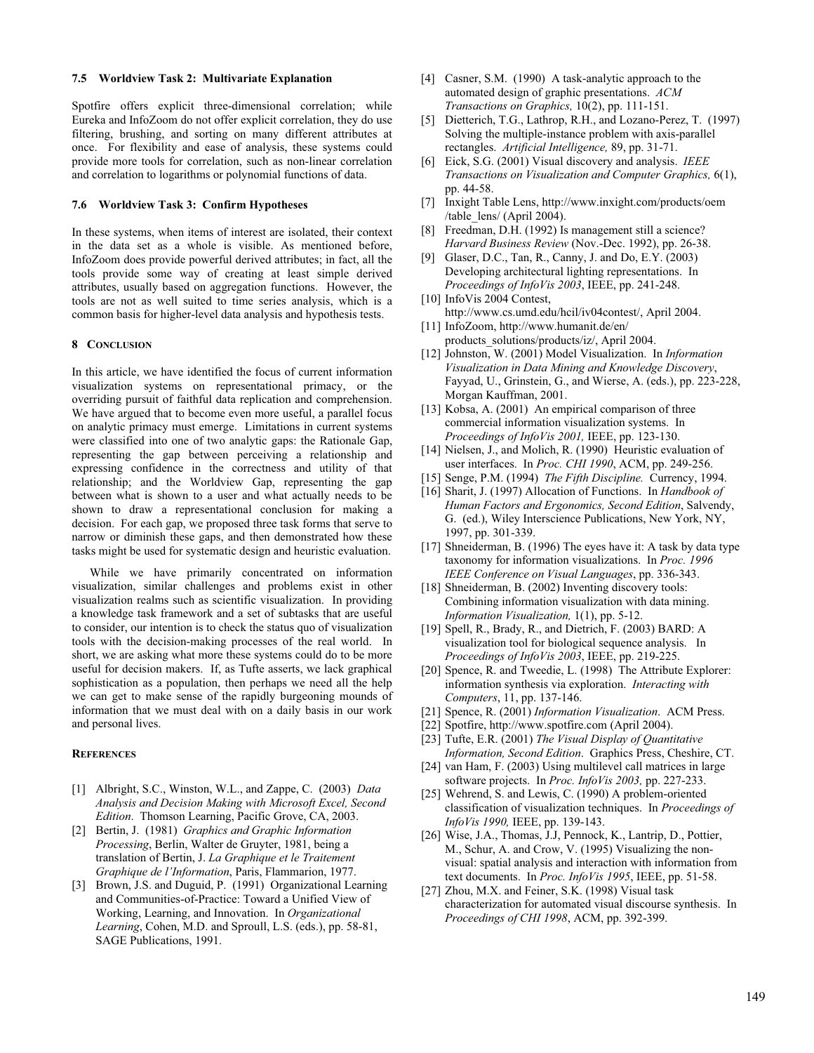### 7.5 Worldview Task 2: Multivariate Explanation

Spotfire offers explicit three-dimensional correlation; while Eureka and InfoZoom do not offer explicit correlation, they do use filtering, brushing, and sorting on many different attributes at once. For flexibility and ease of analysis, these systems could provide more tools for correlation, such as non-linear correlation and correlation to logarithms or polynomial functions of data.

### 7.6 Worldview Task 3: Confirm Hypotheses

In these systems, when items of interest are isolated, their context in the data set as a whole is visible. As mentioned before, InfoZoom does provide powerful derived attributes; in fact, all the tools provide some way of creating at least simple derived attributes, usually based on aggregation functions. However, the tools are not as well suited to time series analysis, which is a common basis for higher-level data analysis and hypothesis tests.

## 8 Conclusion

In this article, we have identified the focus of current information visualization systems on representational primacy, or the overriding pursuit of faithful data replication and comprehension. We have argued that to become even more useful, a parallel focus on analytic primacy must emerge. Limitations in current systems were classified into one of two analytic gaps: the Rationale Gap, representing the gap between perceiving a relationship and expressing confidence in the correctness and utility of that relationship; and the Worldview Gap, representing the gap between what is shown to a user and what actually needs to be shown to draw a representational conclusion for making a decision. For each gap, we proposed three task forms that serve to narrow or diminish these gaps, and then demonstrated how these tasks might be used for systematic design and heuristic evaluation.

While we have primarily concentrated on information visualization, similar challenges and problems exist in other visualization realms such as scientific visualization. In providing a knowledge task framework and a set of subtasks that are useful to consider, our intention is to check the status quo of visualization tools with the decision-making processes of the real world. In short, we are asking what more these systems could do to be more useful for decision makers. If, as Tufte asserts, we lack graphical sophistication as a population, then perhaps we need all the help we can get to make sense of the rapidly burgeoning mounds of information that we must deal with on a daily basis in our work and personal lives.

## References

[1] Albright, S.C., Winston, W.L., and Zappe, C. (2003) *Data Analysis and Decision Making with Microsoft Excel, Second Edition*. Thomson Learning, Pacific Grove, CA, 2003.

[2] Bertin, J. (1981) *Graphics and Graphic Information Processing*, Berlin, Walter de Gruyter, 1981, being a translation of Bertin, J. *La Graphique et le Traitement Graphique de l'Information*, Paris, Flammarion, 1977.

[3] Brown, J.S. and Duguid, P. (1991) Organizational Learning and Communities-of-Practice: Toward a Unified View of Working, Learning, and Innovation. In *Organizational Learning*, Cohen, M.D. and Sproull, L.S. (eds.), pp. 58-81, SAGE Publications, 1991.

[4] Casner, S.M. (1990) A task-analytic approach to the automated design of graphic presentations. *ACM Transactions on Graphics,* 10(2), pp. 111-151.

[5] Dietterich, T.G., Lathrop, R.H., and Lozano-Perez, T. (1997) Solving the multiple-instance problem with axis-parallel rectangles. *Artificial Intelligence,* 89, pp. 31-71.

[6] Eick, S.G. (2001) Visual discovery and analysis. *IEEE Transactions on Visualization and Computer Graphics,* 6(1), pp. 44-58.

[7] Inxight Table Lens, http://www.inxight.com/products/oem /table_lens/ (April 2004).

[8] Freedman, D.H. (1992) Is management still a science? *Harvard Business Review* (Nov.-Dec. 1992), pp. 26-38.

[9] Glaser, D.C., Tan, R., Canny, J. and Do, E.Y. (2003) Developing architectural lighting representations. In *Proceedings of InfoVis 2003*, IEEE, pp. 241-248.

[10] InfoVis 2004 Contest, http://www.cs.umd.edu/hcil/iv04contest/, April 2004.

[11] InfoZoom, http://www.humanit.de/en/ products_solutions/products/iz/, April 2004.

[12] Johnston, W. (2001) Model Visualization. In *Information Visualization in Data Mining and Knowledge Discovery*, Fayyad, U., Grinstein, G., and Wierse, A. (eds.), pp. 223-228, Morgan Kauffman, 2001.

[13] Kobsa, A. (2001) An empirical comparison of three commercial information visualization systems. In *Proceedings of InfoVis 2001,* IEEE, pp. 123-130.

[14] Nielsen, J., and Molich, R. (1990) Heuristic evaluation of user interfaces. In *Proc. CHI 1990*, ACM, pp. 249-256.

[15] Senge, P.M. (1994) *The Fifth Discipline.* Currency, 1994.

[16] Sharit, J. (1997) Allocation of Functions. In *Handbook of Human Factors and Ergonomics, Second Edition*, Salvendy, G. (ed.), Wiley Interscience Publications, New York, NY, 1997, pp. 301-339.

[17] Shneiderman, B. (1996) The eyes have it: A task by data type taxonomy for information visualizations. In *Proc. 1996 IEEE Conference on Visual Languages*, pp. 336-343.

[18] Shneiderman, B. (2002) Inventing discovery tools: Combining information visualization with data mining. *Information Visualization,* 1(1), pp. 5-12.

[19] Spell, R., Brady, R., and Dietrich, F. (2003) BARD: A visualization tool for biological sequence analysis. In *Proceedings of InfoVis 2003*, IEEE, pp. 219-225.

[20] Spence, R. and Tweedie, L. (1998) The Attribute Explorer: information synthesis via exploration. *Interacting with Computers*, 11, pp. 137-146.

[21] Spence, R. (2001) *Information Visualization*. ACM Press.

[22] Spotfire, http://www.spotfire.com (April 2004).

[23] Tufte, E.R. (2001) *The Visual Display of Quantitative Information, Second Edition*. Graphics Press, Cheshire, CT.

[24] van Ham, F. (2003) Using multilevel call matrices in large software projects. In *Proc. InfoVis 2003,* pp. 227-233.

[25] Wehrend, S. and Lewis, C. (1990) A problem-oriented classification of visualization techniques. In *Proceedings of InfoVis 1990,* IEEE, pp. 139-143.

[26] Wise, J.A., Thomas, J.J, Pennock, K., Lantrip, D., Pottier, M., Schur, A. and Crow, V. (1995) Visualizing the non-visual: spatial analysis and interaction with information from text documents. In *Proc. InfoVis 1995*, IEEE, pp. 51-58.

[27] Zhou, M.X. and Feiner, S.K. (1998) Visual task characterization for automated visual discourse synthesis. In *Proceedings of CHI 1998*, ACM, pp. 392-399.